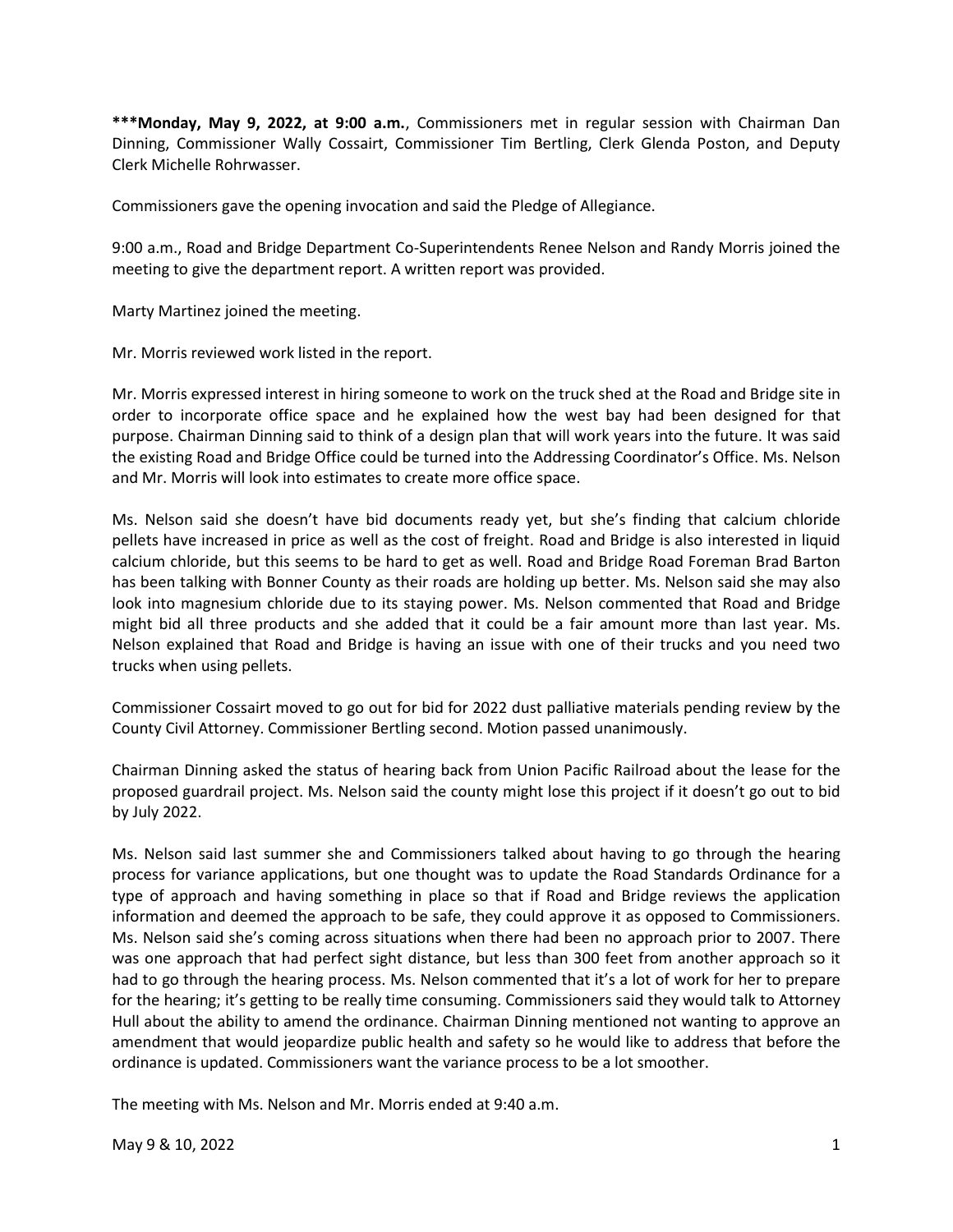**\*\*\*Monday, May 9, 2022, at 9:00 a.m.**, Commissioners met in regular session with Chairman Dan Dinning, Commissioner Wally Cossairt, Commissioner Tim Bertling, Clerk Glenda Poston, and Deputy Clerk Michelle Rohrwasser.

Commissioners gave the opening invocation and said the Pledge of Allegiance.

9:00 a.m., Road and Bridge Department Co-Superintendents Renee Nelson and Randy Morris joined the meeting to give the department report. A written report was provided.

Marty Martinez joined the meeting.

Mr. Morris reviewed work listed in the report.

Mr. Morris expressed interest in hiring someone to work on the truck shed at the Road and Bridge site in order to incorporate office space and he explained how the west bay had been designed for that purpose. Chairman Dinning said to think of a design plan that will work years into the future. It was said the existing Road and Bridge Office could be turned into the Addressing Coordinator's Office. Ms. Nelson and Mr. Morris will look into estimates to create more office space.

Ms. Nelson said she doesn't have bid documents ready yet, but she's finding that calcium chloride pellets have increased in price as well as the cost of freight. Road and Bridge is also interested in liquid calcium chloride, but this seems to be hard to get as well. Road and Bridge Road Foreman Brad Barton has been talking with Bonner County as their roads are holding up better. Ms. Nelson said she may also look into magnesium chloride due to its staying power. Ms. Nelson commented that Road and Bridge might bid all three products and she added that it could be a fair amount more than last year. Ms. Nelson explained that Road and Bridge is having an issue with one of their trucks and you need two trucks when using pellets.

Commissioner Cossairt moved to go out for bid for 2022 dust palliative materials pending review by the County Civil Attorney. Commissioner Bertling second. Motion passed unanimously.

Chairman Dinning asked the status of hearing back from Union Pacific Railroad about the lease for the proposed guardrail project. Ms. Nelson said the county might lose this project if it doesn't go out to bid by July 2022.

Ms. Nelson said last summer she and Commissioners talked about having to go through the hearing process for variance applications, but one thought was to update the Road Standards Ordinance for a type of approach and having something in place so that if Road and Bridge reviews the application information and deemed the approach to be safe, they could approve it as opposed to Commissioners. Ms. Nelson said she's coming across situations when there had been no approach prior to 2007. There was one approach that had perfect sight distance, but less than 300 feet from another approach so it had to go through the hearing process. Ms. Nelson commented that it's a lot of work for her to prepare for the hearing; it's getting to be really time consuming. Commissioners said they would talk to Attorney Hull about the ability to amend the ordinance. Chairman Dinning mentioned not wanting to approve an amendment that would jeopardize public health and safety so he would like to address that before the ordinance is updated. Commissioners want the variance process to be a lot smoother.

The meeting with Ms. Nelson and Mr. Morris ended at 9:40 a.m.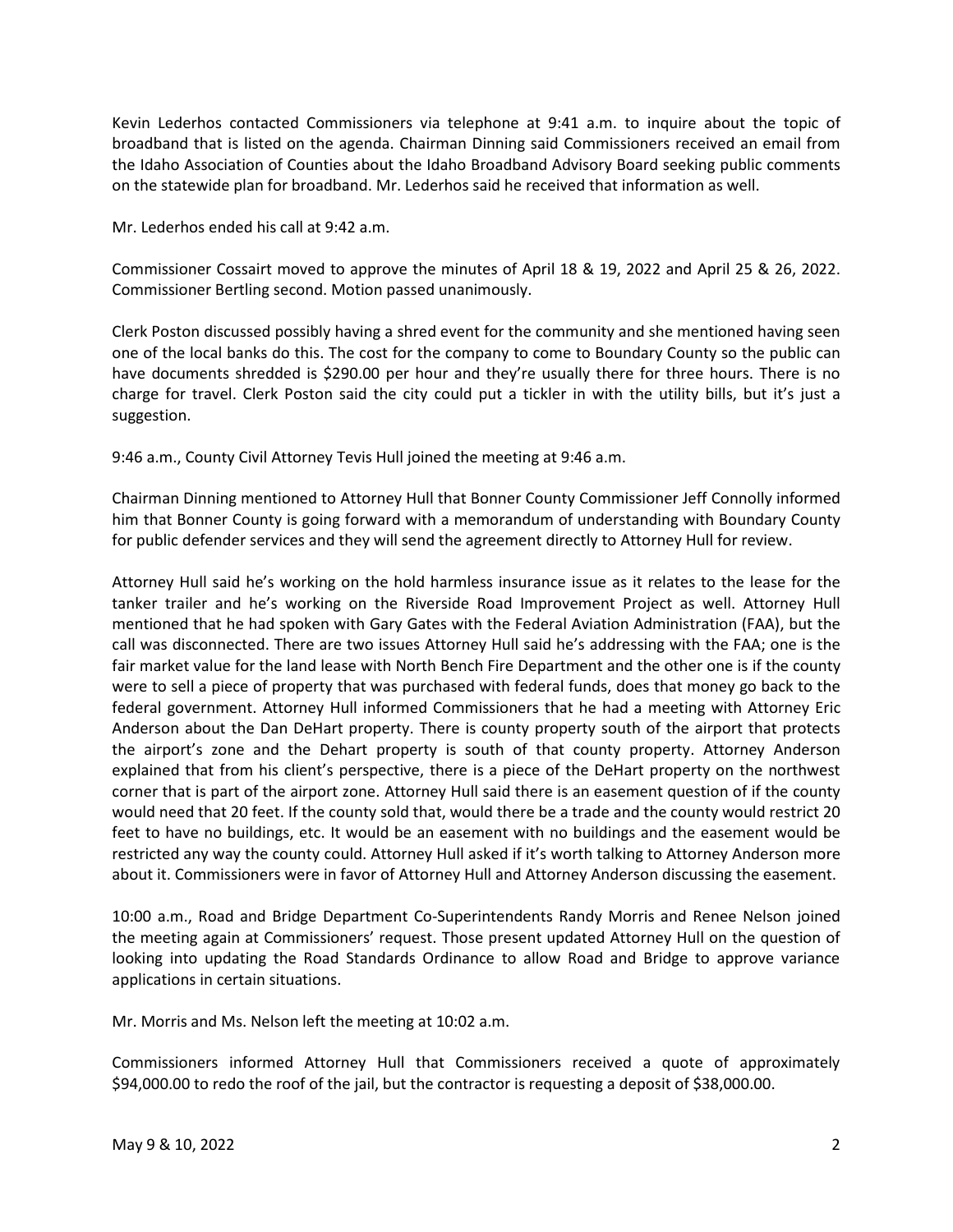Kevin Lederhos contacted Commissioners via telephone at 9:41 a.m. to inquire about the topic of broadband that is listed on the agenda. Chairman Dinning said Commissioners received an email from the Idaho Association of Counties about the Idaho Broadband Advisory Board seeking public comments on the statewide plan for broadband. Mr. Lederhos said he received that information as well.

Mr. Lederhos ended his call at 9:42 a.m.

Commissioner Cossairt moved to approve the minutes of April 18 & 19, 2022 and April 25 & 26, 2022. Commissioner Bertling second. Motion passed unanimously.

Clerk Poston discussed possibly having a shred event for the community and she mentioned having seen one of the local banks do this. The cost for the company to come to Boundary County so the public can have documents shredded is $290.00 per hour and they're usually there for three hours. There is no charge for travel. Clerk Poston said the city could put a tickler in with the utility bills, but it's just a suggestion.

9:46 a.m., County Civil Attorney Tevis Hull joined the meeting at 9:46 a.m.

Chairman Dinning mentioned to Attorney Hull that Bonner County Commissioner Jeff Connolly informed him that Bonner County is going forward with a memorandum of understanding with Boundary County for public defender services and they will send the agreement directly to Attorney Hull for review.

Attorney Hull said he's working on the hold harmless insurance issue as it relates to the lease for the tanker trailer and he's working on the Riverside Road Improvement Project as well. Attorney Hull mentioned that he had spoken with Gary Gates with the Federal Aviation Administration (FAA), but the call was disconnected. There are two issues Attorney Hull said he's addressing with the FAA; one is the fair market value for the land lease with North Bench Fire Department and the other one is if the county were to sell a piece of property that was purchased with federal funds, does that money go back to the federal government. Attorney Hull informed Commissioners that he had a meeting with Attorney Eric Anderson about the Dan DeHart property. There is county property south of the airport that protects the airport's zone and the Dehart property is south of that county property. Attorney Anderson explained that from his client's perspective, there is a piece of the DeHart property on the northwest corner that is part of the airport zone. Attorney Hull said there is an easement question of if the county would need that 20 feet. If the county sold that, would there be a trade and the county would restrict 20 feet to have no buildings, etc. It would be an easement with no buildings and the easement would be restricted any way the county could. Attorney Hull asked if it's worth talking to Attorney Anderson more about it. Commissioners were in favor of Attorney Hull and Attorney Anderson discussing the easement.

10:00 a.m., Road and Bridge Department Co-Superintendents Randy Morris and Renee Nelson joined the meeting again at Commissioners' request. Those present updated Attorney Hull on the question of looking into updating the Road Standards Ordinance to allow Road and Bridge to approve variance applications in certain situations.

Mr. Morris and Ms. Nelson left the meeting at 10:02 a.m.

Commissioners informed Attorney Hull that Commissioners received a quote of approximately $94,000.00 to redo the roof of the jail, but the contractor is requesting a deposit of $38,000.00.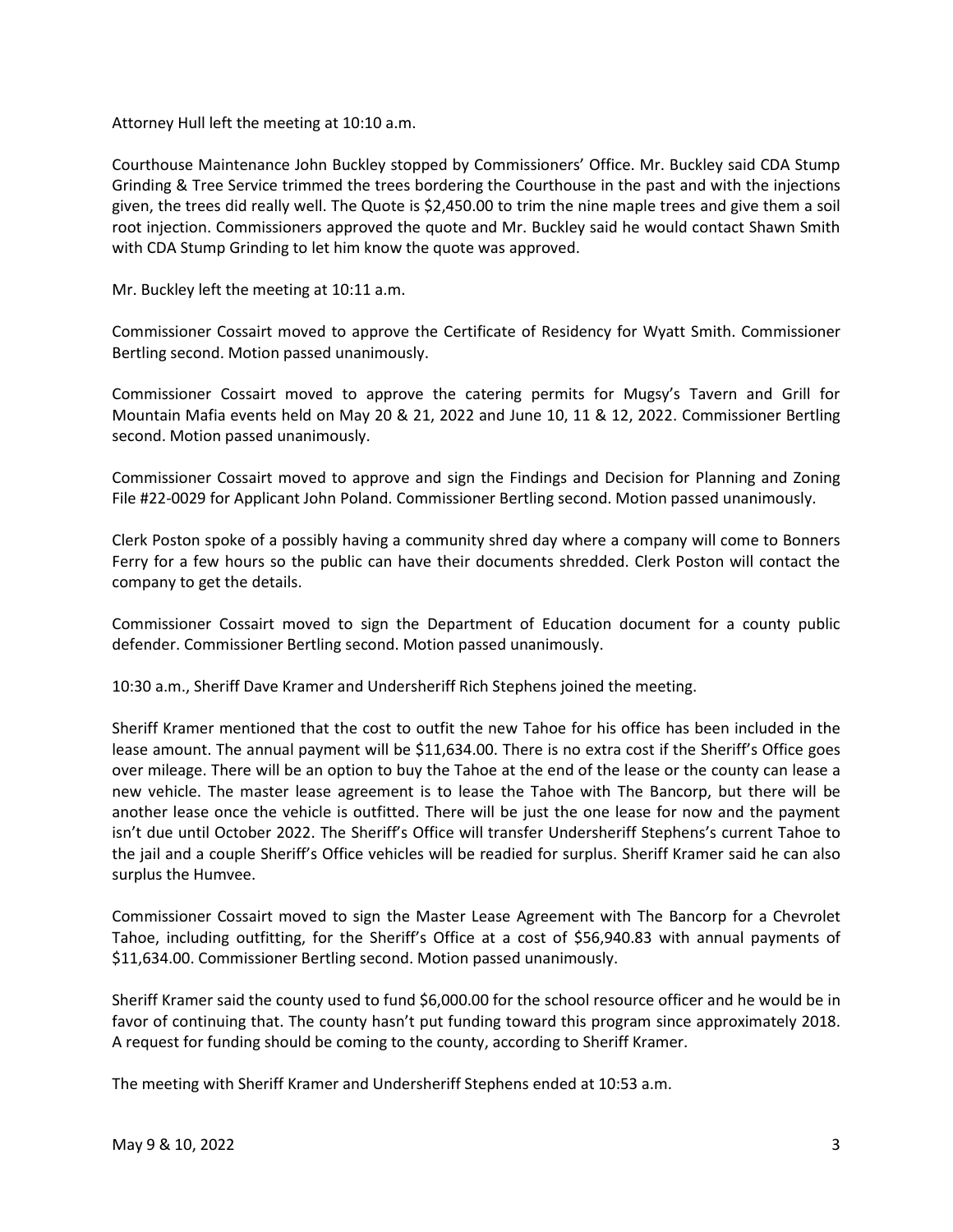Attorney Hull left the meeting at 10:10 a.m.

Courthouse Maintenance John Buckley stopped by Commissioners' Office. Mr. Buckley said CDA Stump Grinding & Tree Service trimmed the trees bordering the Courthouse in the past and with the injections given, the trees did really well. The Quote is $2,450.00 to trim the nine maple trees and give them a soil root injection. Commissioners approved the quote and Mr. Buckley said he would contact Shawn Smith with CDA Stump Grinding to let him know the quote was approved.

Mr. Buckley left the meeting at 10:11 a.m.

Commissioner Cossairt moved to approve the Certificate of Residency for Wyatt Smith. Commissioner Bertling second. Motion passed unanimously.

Commissioner Cossairt moved to approve the catering permits for Mugsy's Tavern and Grill for Mountain Mafia events held on May 20 & 21, 2022 and June 10, 11 & 12, 2022. Commissioner Bertling second. Motion passed unanimously.

Commissioner Cossairt moved to approve and sign the Findings and Decision for Planning and Zoning File #22-0029 for Applicant John Poland. Commissioner Bertling second. Motion passed unanimously.

Clerk Poston spoke of a possibly having a community shred day where a company will come to Bonners Ferry for a few hours so the public can have their documents shredded. Clerk Poston will contact the company to get the details.

Commissioner Cossairt moved to sign the Department of Education document for a county public defender. Commissioner Bertling second. Motion passed unanimously.

10:30 a.m., Sheriff Dave Kramer and Undersheriff Rich Stephens joined the meeting.

Sheriff Kramer mentioned that the cost to outfit the new Tahoe for his office has been included in the lease amount. The annual payment will be $11,634.00. There is no extra cost if the Sheriff's Office goes over mileage. There will be an option to buy the Tahoe at the end of the lease or the county can lease a new vehicle. The master lease agreement is to lease the Tahoe with The Bancorp, but there will be another lease once the vehicle is outfitted. There will be just the one lease for now and the payment isn't due until October 2022. The Sheriff's Office will transfer Undersheriff Stephens's current Tahoe to the jail and a couple Sheriff's Office vehicles will be readied for surplus. Sheriff Kramer said he can also surplus the Humvee.

Commissioner Cossairt moved to sign the Master Lease Agreement with The Bancorp for a Chevrolet Tahoe, including outfitting, for the Sheriff's Office at a cost of $56,940.83 with annual payments of $11,634.00. Commissioner Bertling second. Motion passed unanimously.

Sheriff Kramer said the county used to fund $6,000.00 for the school resource officer and he would be in favor of continuing that. The county hasn't put funding toward this program since approximately 2018. A request for funding should be coming to the county, according to Sheriff Kramer.

The meeting with Sheriff Kramer and Undersheriff Stephens ended at 10:53 a.m.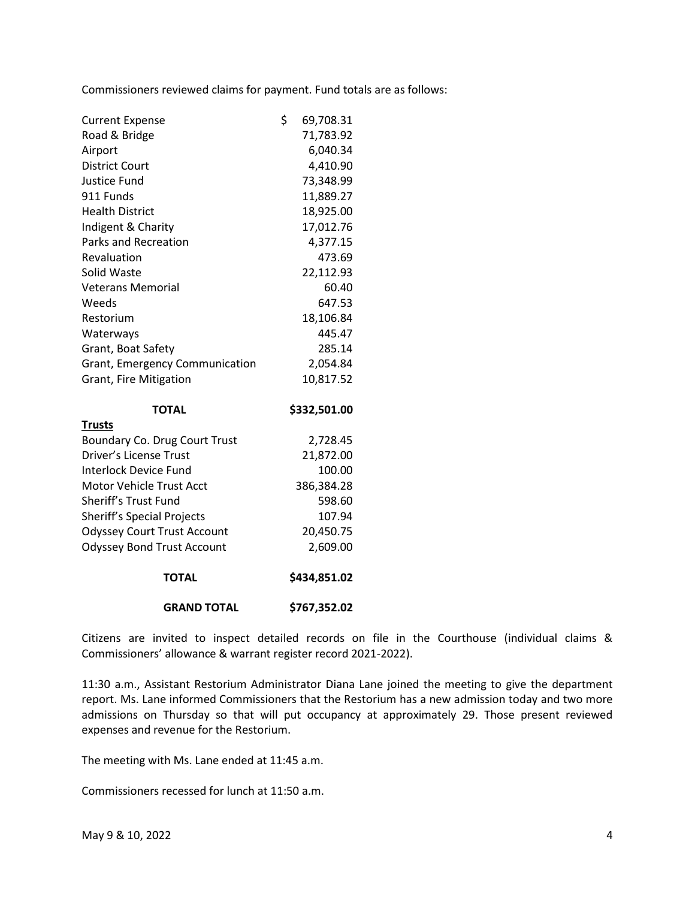Commissioners reviewed claims for payment. Fund totals are as follows:

| | |
|---|---|
| Current Expense | $ 69,708.31 |
| Road & Bridge | 71,783.92 |
| Airport | 6,040.34 |
| District Court | 4,410.90 |
| Justice Fund | 73,348.99 |
| 911 Funds | 11,889.27 |
| Health District | 18,925.00 |
| Indigent & Charity | 17,012.76 |
| Parks and Recreation | 4,377.15 |
| Revaluation | 473.69 |
| Solid Waste | 22,112.93 |
| Veterans Memorial | 60.40 |
| Weeds | 647.53 |
| Restorium | 18,106.84 |
| Waterways | 445.47 |
| Grant, Boat Safety | 285.14 |
| Grant, Emergency Communication | 2,054.84 |
| Grant, Fire Mitigation | 10,817.52 |
| **TOTAL** | **$332,501.00** |
| **Trusts** | |
| Boundary Co. Drug Court Trust | 2,728.45 |
| Driver's License Trust | 21,872.00 |
| Interlock Device Fund | 100.00 |
| Motor Vehicle Trust Acct | 386,384.28 |
| Sheriff's Trust Fund | 598.60 |
| Sheriff's Special Projects | 107.94 |
| Odyssey Court Trust Account | 20,450.75 |
| Odyssey Bond Trust Account | 2,609.00 |
| **TOTAL** | **$434,851.02** |
| **GRAND TOTAL** | **$767,352.02** |

Citizens are invited to inspect detailed records on file in the Courthouse (individual claims & Commissioners' allowance & warrant register record 2021-2022).

11:30 a.m., Assistant Restorium Administrator Diana Lane joined the meeting to give the department report. Ms. Lane informed Commissioners that the Restorium has a new admission today and two more admissions on Thursday so that will put occupancy at approximately 29. Those present reviewed expenses and revenue for the Restorium.

The meeting with Ms. Lane ended at 11:45 a.m.

Commissioners recessed for lunch at 11:50 a.m.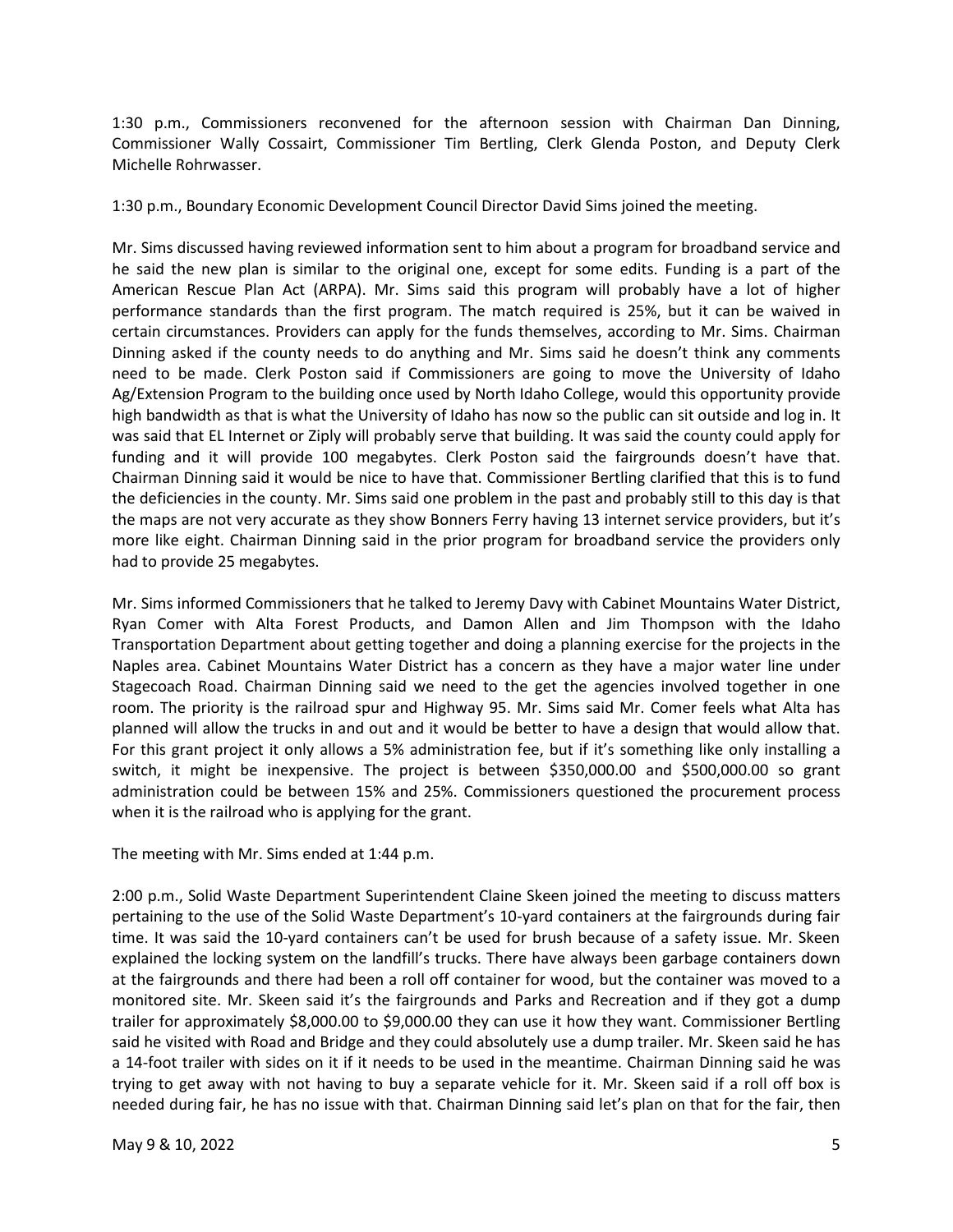1:30 p.m., Commissioners reconvened for the afternoon session with Chairman Dan Dinning, Commissioner Wally Cossairt, Commissioner Tim Bertling, Clerk Glenda Poston, and Deputy Clerk Michelle Rohrwasser.

1:30 p.m., Boundary Economic Development Council Director David Sims joined the meeting.

Mr. Sims discussed having reviewed information sent to him about a program for broadband service and he said the new plan is similar to the original one, except for some edits. Funding is a part of the American Rescue Plan Act (ARPA). Mr. Sims said this program will probably have a lot of higher performance standards than the first program. The match required is 25%, but it can be waived in certain circumstances. Providers can apply for the funds themselves, according to Mr. Sims. Chairman Dinning asked if the county needs to do anything and Mr. Sims said he doesn't think any comments need to be made. Clerk Poston said if Commissioners are going to move the University of Idaho Ag/Extension Program to the building once used by North Idaho College, would this opportunity provide high bandwidth as that is what the University of Idaho has now so the public can sit outside and log in. It was said that EL Internet or Ziply will probably serve that building. It was said the county could apply for funding and it will provide 100 megabytes. Clerk Poston said the fairgrounds doesn't have that. Chairman Dinning said it would be nice to have that. Commissioner Bertling clarified that this is to fund the deficiencies in the county. Mr. Sims said one problem in the past and probably still to this day is that the maps are not very accurate as they show Bonners Ferry having 13 internet service providers, but it's more like eight. Chairman Dinning said in the prior program for broadband service the providers only had to provide 25 megabytes.

Mr. Sims informed Commissioners that he talked to Jeremy Davy with Cabinet Mountains Water District, Ryan Comer with Alta Forest Products, and Damon Allen and Jim Thompson with the Idaho Transportation Department about getting together and doing a planning exercise for the projects in the Naples area. Cabinet Mountains Water District has a concern as they have a major water line under Stagecoach Road. Chairman Dinning said we need to the get the agencies involved together in one room. The priority is the railroad spur and Highway 95. Mr. Sims said Mr. Comer feels what Alta has planned will allow the trucks in and out and it would be better to have a design that would allow that. For this grant project it only allows a 5% administration fee, but if it's something like only installing a switch, it might be inexpensive. The project is between $350,000.00 and $500,000.00 so grant administration could be between 15% and 25%. Commissioners questioned the procurement process when it is the railroad who is applying for the grant.

The meeting with Mr. Sims ended at 1:44 p.m.

2:00 p.m., Solid Waste Department Superintendent Claine Skeen joined the meeting to discuss matters pertaining to the use of the Solid Waste Department's 10-yard containers at the fairgrounds during fair time. It was said the 10-yard containers can't be used for brush because of a safety issue. Mr. Skeen explained the locking system on the landfill's trucks. There have always been garbage containers down at the fairgrounds and there had been a roll off container for wood, but the container was moved to a monitored site. Mr. Skeen said it's the fairgrounds and Parks and Recreation and if they got a dump trailer for approximately $8,000.00 to $9,000.00 they can use it how they want. Commissioner Bertling said he visited with Road and Bridge and they could absolutely use a dump trailer. Mr. Skeen said he has a 14-foot trailer with sides on it if it needs to be used in the meantime. Chairman Dinning said he was trying to get away with not having to buy a separate vehicle for it. Mr. Skeen said if a roll off box is needed during fair, he has no issue with that. Chairman Dinning said let's plan on that for the fair, then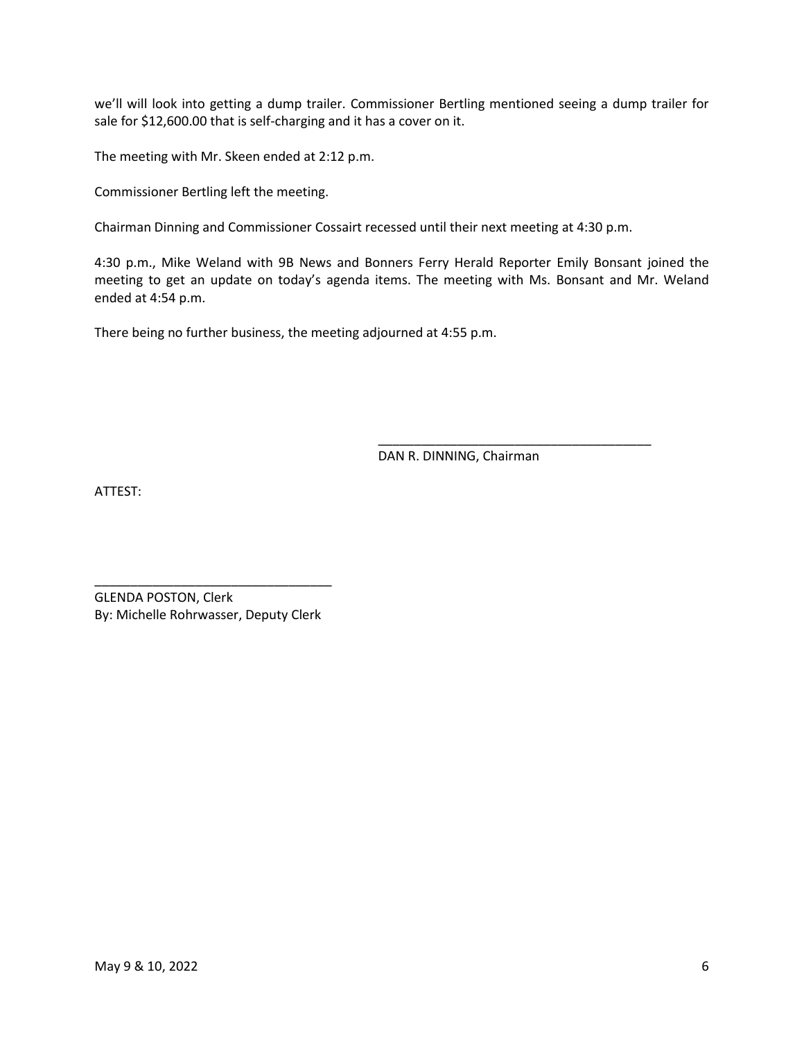we'll will look into getting a dump trailer. Commissioner Bertling mentioned seeing a dump trailer for sale for $12,600.00 that is self-charging and it has a cover on it.

The meeting with Mr. Skeen ended at 2:12 p.m.

Commissioner Bertling left the meeting.

Chairman Dinning and Commissioner Cossairt recessed until their next meeting at 4:30 p.m.

4:30 p.m., Mike Weland with 9B News and Bonners Ferry Herald Reporter Emily Bonsant joined the meeting to get an update on today's agenda items. The meeting with Ms. Bonsant and Mr. Weland ended at 4:54 p.m.

There being no further business, the meeting adjourned at 4:55 p.m.

_______________________________________
DAN R. DINNING, Chairman

ATTEST:

_________________________________
GLENDA POSTON, Clerk
By: Michelle Rohrwasser, Deputy Clerk